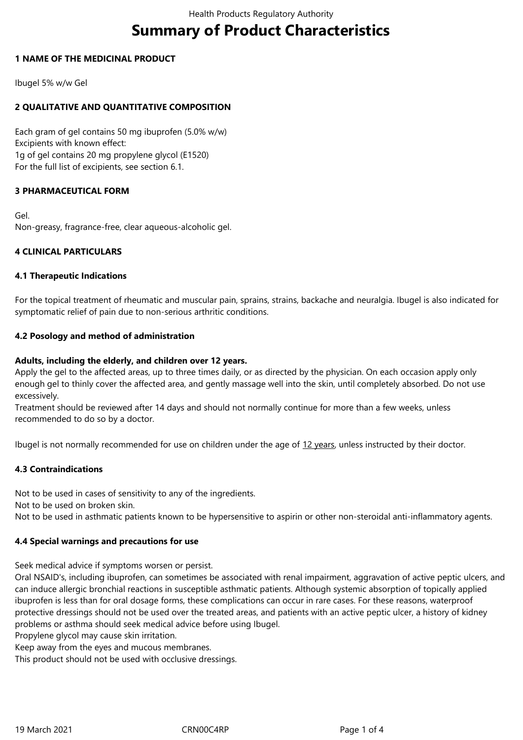# Summary of Product Characteristics

## 1 NAME OF THE MEDICINAL PRODUCT

Ibugel 5% w/w Gel

## 2 QUALITATIVE AND QUANTITATIVE COMPOSITION

Each gram of gel contains 50 mg ibuprofen (5.0% w/w)
Excipients with known effect:
1g of gel contains 20 mg propylene glycol (E1520)
For the full list of excipients, see section 6.1.

## 3 PHARMACEUTICAL FORM

Gel.
Non-greasy, fragrance-free, clear aqueous-alcoholic gel.

## 4 CLINICAL PARTICULARS

### 4.1 Therapeutic Indications

For the topical treatment of rheumatic and muscular pain, sprains, strains, backache and neuralgia. Ibugel is also indicated for symptomatic relief of pain due to non-serious arthritic conditions.

### 4.2 Posology and method of administration

**Adults, including the elderly, and children over 12 years.**
Apply the gel to the affected areas, up to three times daily, or as directed by the physician. On each occasion apply only enough gel to thinly cover the affected area, and gently massage well into the skin, until completely absorbed. Do not use excessively.
Treatment should be reviewed after 14 days and should not normally continue for more than a few weeks, unless recommended to do so by a doctor.

Ibugel is not normally recommended for use on children under the age of 12 years, unless instructed by their doctor.

### 4.3 Contraindications

Not to be used in cases of sensitivity to any of the ingredients.
Not to be used on broken skin.
Not to be used in asthmatic patients known to be hypersensitive to aspirin or other non-steroidal anti-inflammatory agents.

### 4.4 Special warnings and precautions for use

Seek medical advice if symptoms worsen or persist.
Oral NSAID's, including ibuprofen, can sometimes be associated with renal impairment, aggravation of active peptic ulcers, and can induce allergic bronchial reactions in susceptible asthmatic patients. Although systemic absorption of topically applied ibuprofen is less than for oral dosage forms, these complications can occur in rare cases. For these reasons, waterproof protective dressings should not be used over the treated areas, and patients with an active peptic ulcer, a history of kidney problems or asthma should seek medical advice before using Ibugel.
Propylene glycol may cause skin irritation.
Keep away from the eyes and mucous membranes.
This product should not be used with occlusive dressings.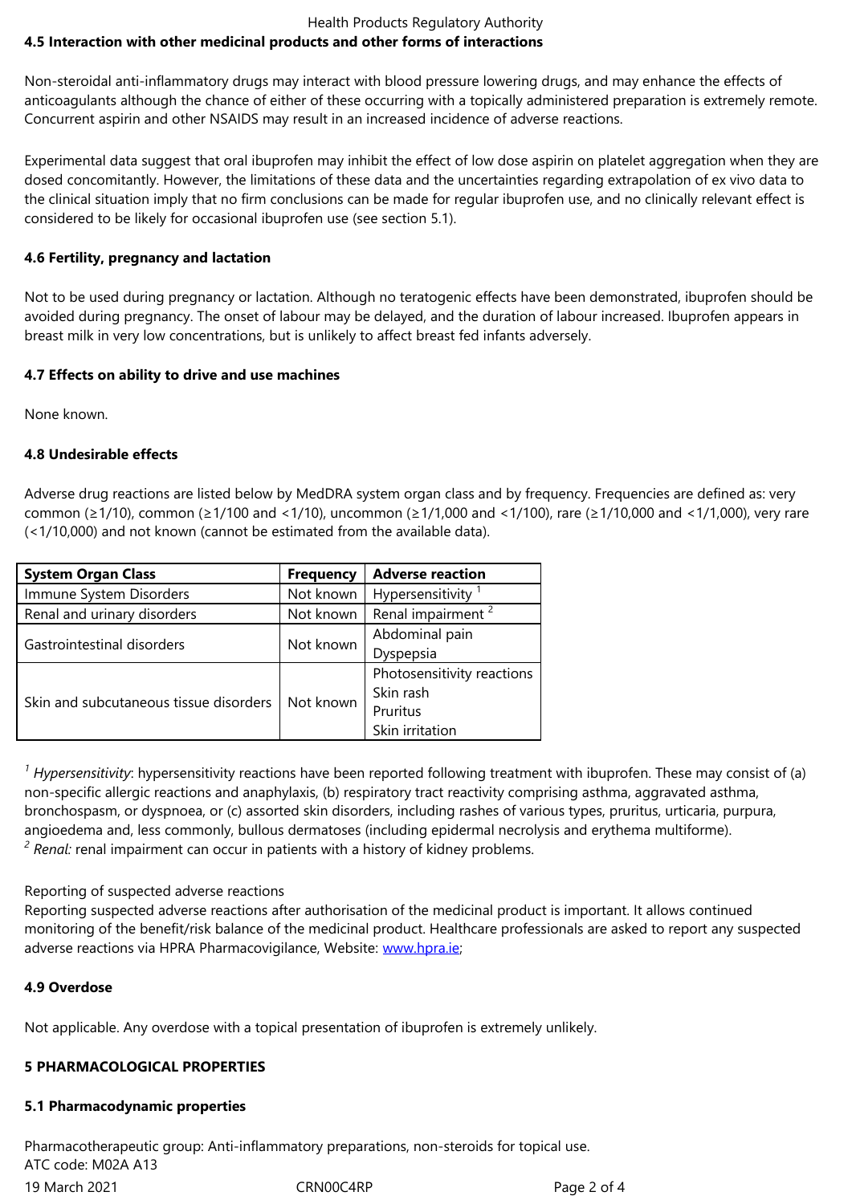### 4.5 Interaction with other medicinal products and other forms of interactions

Non-steroidal anti-inflammatory drugs may interact with blood pressure lowering drugs, and may enhance the effects of anticoagulants although the chance of either of these occurring with a topically administered preparation is extremely remote. Concurrent aspirin and other NSAIDS may result in an increased incidence of adverse reactions.

Experimental data suggest that oral ibuprofen may inhibit the effect of low dose aspirin on platelet aggregation when they are dosed concomitantly. However, the limitations of these data and the uncertainties regarding extrapolation of ex vivo data to the clinical situation imply that no firm conclusions can be made for regular ibuprofen use, and no clinically relevant effect is considered to be likely for occasional ibuprofen use (see section 5.1).

### 4.6 Fertility, pregnancy and lactation

Not to be used during pregnancy or lactation. Although no teratogenic effects have been demonstrated, ibuprofen should be avoided during pregnancy. The onset of labour may be delayed, and the duration of labour increased. Ibuprofen appears in breast milk in very low concentrations, but is unlikely to affect breast fed infants adversely.

### 4.7 Effects on ability to drive and use machines

None known.

### 4.8 Undesirable effects

Adverse drug reactions are listed below by MedDRA system organ class and by frequency. Frequencies are defined as: very common (≥1/10), common (≥1/100 and <1/10), uncommon (≥1/1,000 and <1/100), rare (≥1/10,000 and <1/1,000), very rare (<1/10,000) and not known (cannot be estimated from the available data).

| System Organ Class | Frequency | Adverse reaction |
|---|---|---|
| Immune System Disorders | Not known | Hypersensitivity [1] |
| Renal and urinary disorders | Not known | Renal impairment [2] |
| Gastrointestinal disorders | Not known | Abdominal pain<br>Dyspepsia |
| Skin and subcutaneous tissue disorders | Not known | Photosensitivity reactions<br>Skin rash<br>Pruritus<br>Skin irritation |

[1] *Hypersensitivity*: hypersensitivity reactions have been reported following treatment with ibuprofen. These may consist of (a) non-specific allergic reactions and anaphylaxis, (b) respiratory tract reactivity comprising asthma, aggravated asthma, bronchospasm, or dyspnoea, or (c) assorted skin disorders, including rashes of various types, pruritus, urticaria, purpura, angioedema and, less commonly, bullous dermatoses (including epidermal necrolysis and erythema multiforme).
[2] *Renal:* renal impairment can occur in patients with a history of kidney problems.

Reporting of suspected adverse reactions
Reporting suspected adverse reactions after authorisation of the medicinal product is important. It allows continued monitoring of the benefit/risk balance of the medicinal product. Healthcare professionals are asked to report any suspected adverse reactions via HPRA Pharmacovigilance, Website: www.hpra.ie;

### 4.9 Overdose

Not applicable. Any overdose with a topical presentation of ibuprofen is extremely unlikely.

## 5 PHARMACOLOGICAL PROPERTIES

### 5.1 Pharmacodynamic properties

Pharmacotherapeutic group: Anti-inflammatory preparations, non-steroids for topical use.
ATC code: M02A A13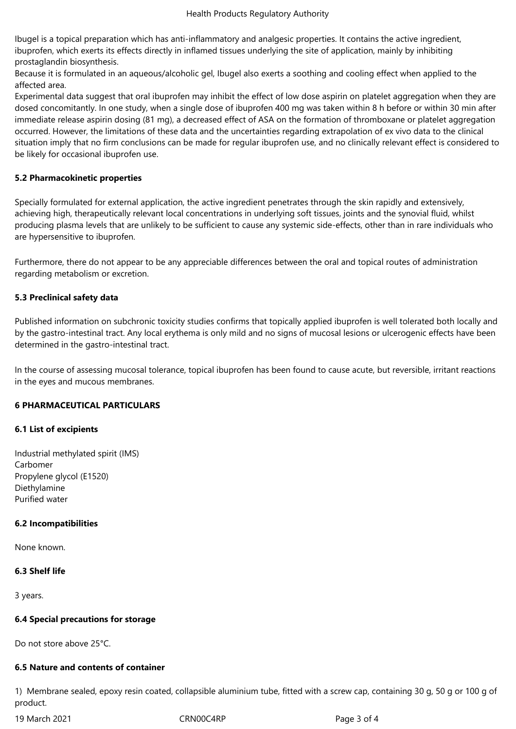Ibugel is a topical preparation which has anti-inflammatory and analgesic properties. It contains the active ingredient, ibuprofen, which exerts its effects directly in inflamed tissues underlying the site of application, mainly by inhibiting prostaglandin biosynthesis.
Because it is formulated in an aqueous/alcoholic gel, Ibugel also exerts a soothing and cooling effect when applied to the affected area.
Experimental data suggest that oral ibuprofen may inhibit the effect of low dose aspirin on platelet aggregation when they are dosed concomitantly. In one study, when a single dose of ibuprofen 400 mg was taken within 8 h before or within 30 min after immediate release aspirin dosing (81 mg), a decreased effect of ASA on the formation of thromboxane or platelet aggregation occurred. However, the limitations of these data and the uncertainties regarding extrapolation of ex vivo data to the clinical situation imply that no firm conclusions can be made for regular ibuprofen use, and no clinically relevant effect is considered to be likely for occasional ibuprofen use.

### 5.2 Pharmacokinetic properties

Specially formulated for external application, the active ingredient penetrates through the skin rapidly and extensively, achieving high, therapeutically relevant local concentrations in underlying soft tissues, joints and the synovial fluid, whilst producing plasma levels that are unlikely to be sufficient to cause any systemic side-effects, other than in rare individuals who are hypersensitive to ibuprofen.

Furthermore, there do not appear to be any appreciable differences between the oral and topical routes of administration regarding metabolism or excretion.

### 5.3 Preclinical safety data

Published information on subchronic toxicity studies confirms that topically applied ibuprofen is well tolerated both locally and by the gastro-intestinal tract. Any local erythema is only mild and no signs of mucosal lesions or ulcerogenic effects have been determined in the gastro-intestinal tract.

In the course of assessing mucosal tolerance, topical ibuprofen has been found to cause acute, but reversible, irritant reactions in the eyes and mucous membranes.

## 6 PHARMACEUTICAL PARTICULARS

### 6.1 List of excipients

Industrial methylated spirit (IMS)
Carbomer
Propylene glycol (E1520)
Diethylamine
Purified water

### 6.2 Incompatibilities

None known.

### 6.3 Shelf life

3 years.

### 6.4 Special precautions for storage

Do not store above 25°C.

### 6.5 Nature and contents of container

1) Membrane sealed, epoxy resin coated, collapsible aluminium tube, fitted with a screw cap, containing 30 g, 50 g or 100 g of product.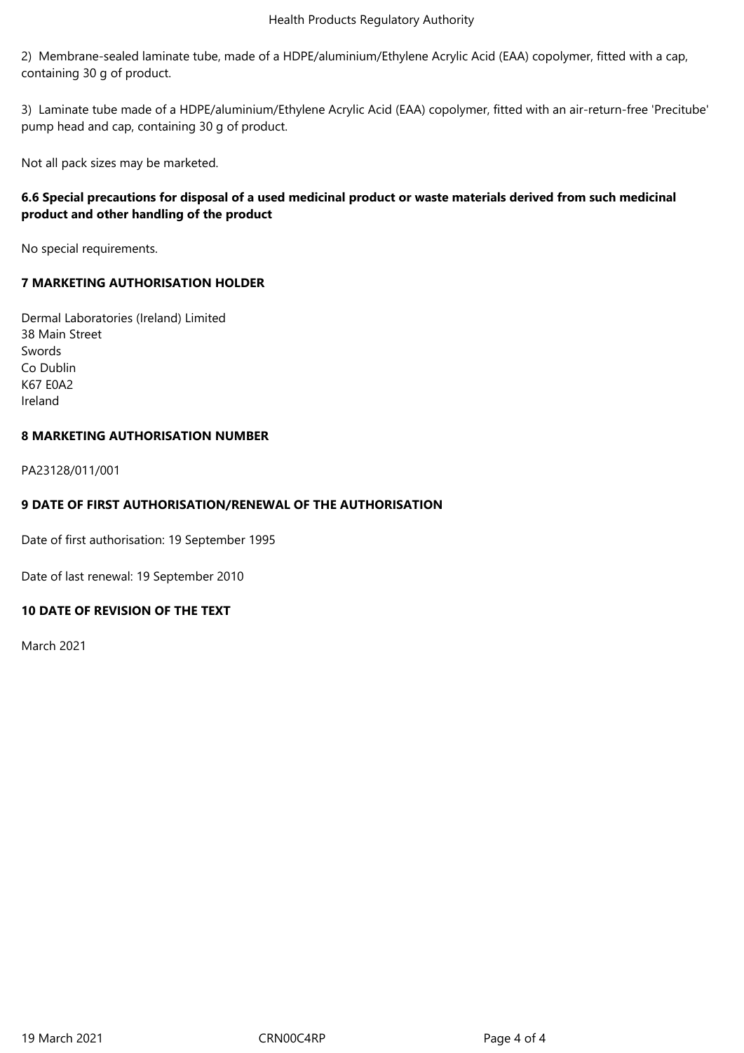2) Membrane-sealed laminate tube, made of a HDPE/aluminium/Ethylene Acrylic Acid (EAA) copolymer, fitted with a cap, containing 30 g of product.

3) Laminate tube made of a HDPE/aluminium/Ethylene Acrylic Acid (EAA) copolymer, fitted with an air-return-free 'Precitube' pump head and cap, containing 30 g of product.

Not all pack sizes may be marketed.

### 6.6 Special precautions for disposal of a used medicinal product or waste materials derived from such medicinal product and other handling of the product

No special requirements.

## 7 MARKETING AUTHORISATION HOLDER

Dermal Laboratories (Ireland) Limited
38 Main Street
Swords
Co Dublin
K67 E0A2
Ireland

## 8 MARKETING AUTHORISATION NUMBER

PA23128/011/001

## 9 DATE OF FIRST AUTHORISATION/RENEWAL OF THE AUTHORISATION

Date of first authorisation: 19 September 1995

Date of last renewal: 19 September 2010

## 10 DATE OF REVISION OF THE TEXT

March 2021